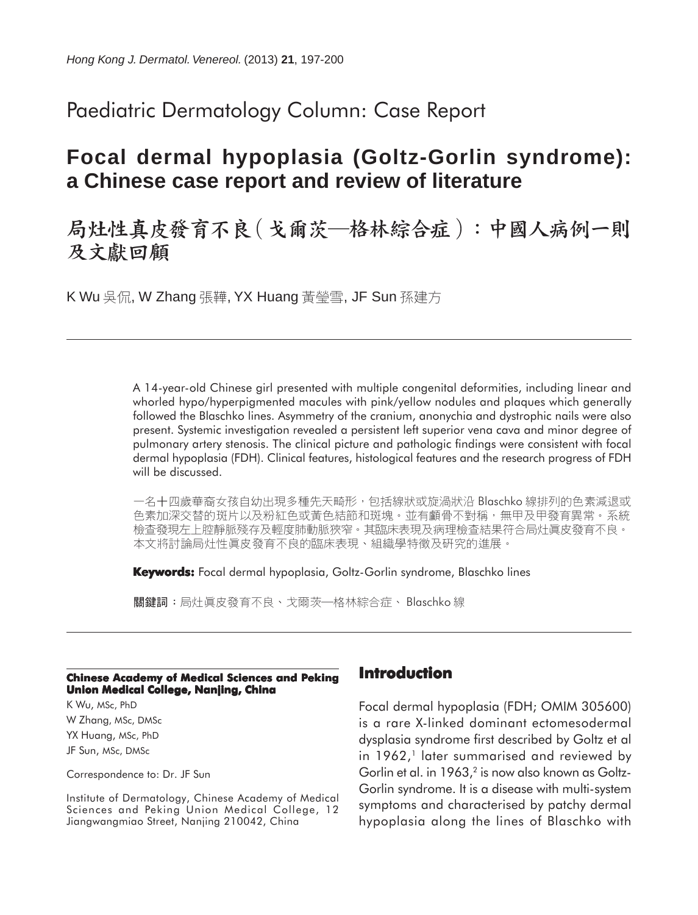Paediatric Dermatology Column: Case Report

# Focal dermal hypoplasia (Goltz-Gorlin syndrome): a Chinese case report and review of literature

# 局灶性真皮發育不良（戈爾茨—格林綜合症）：中國人病例一則及文獻回顧

K Wu 吳侃, W Zhang 張韡, YX Huang 黃瑩雪, JF Sun 孫建方

---

A 14-year-old Chinese girl presented with multiple congenital deformities, including linear and whorled hypo/hyperpigmented macules with pink/yellow nodules and plaques which generally followed the Blaschko lines. Asymmetry of the cranium, anonychia and dystrophic nails were also present. Systemic investigation revealed a persistent left superior vena cava and minor degree of pulmonary artery stenosis. The clinical picture and pathologic findings were consistent with focal dermal hypoplasia (FDH). Clinical features, histological features and the research progress of FDH will be discussed.

一名十四歲華裔女孩自幼出現多種先天畸形，包括線狀或旋渦狀沿 Blaschko 線排列的色素減退或色素加深交替的斑片以及粉紅色或黃色結節和斑塊。並有顱骨不對稱，無甲及甲發育異常。系統檢查發現左上腔靜脈殘存及輕度肺動脈狹窄。其臨床表現及病理檢查結果符合局灶眞皮發育不良。本文將討論局灶性眞皮發育不良的臨床表現、組織學特徵及研究的進展。

**Keywords:** Focal dermal hypoplasia, Goltz-Gorlin syndrome, Blaschko lines

**關鍵詞**：局灶眞皮發育不良、戈爾茨—格林綜合症、 Blaschko 線

---

**Chinese Academy of Medical Sciences and Peking Union Medical College, Nanjing, China**

K Wu, MSc, PhD
W Zhang, MSc, DMSc
YX Huang, MSc, PhD
JF Sun, MSc, DMSc

Correspondence to: Dr. JF Sun

Institute of Dermatology, Chinese Academy of Medical Sciences and Peking Union Medical College, 12 Jiangwangmiao Street, Nanjing 210042, China

## Introduction

Focal dermal hypoplasia (FDH; OMIM 305600) is a rare X-linked dominant ectomesodermal dysplasia syndrome first described by Goltz et al in 1962,[1] later summarised and reviewed by Gorlin et al. in 1963,[2] is now also known as Goltz-Gorlin syndrome. It is a disease with multi-system symptoms and characterised by patchy dermal hypoplasia along the lines of Blaschko with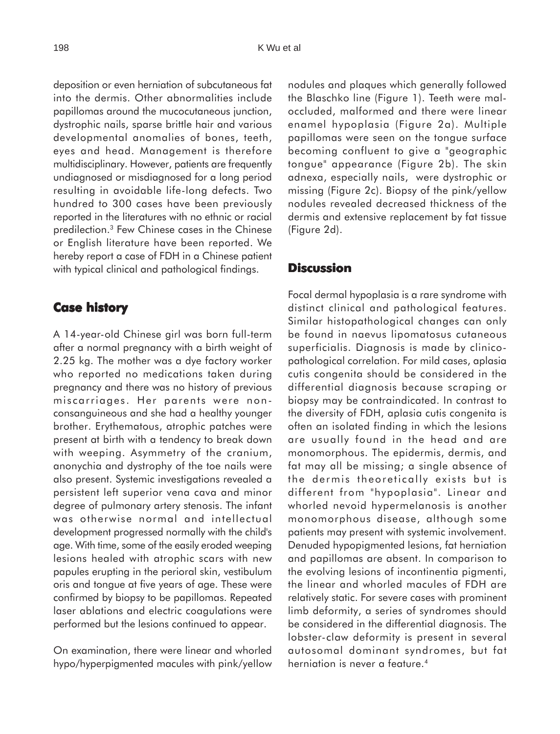deposition or even herniation of subcutaneous fat into the dermis. Other abnormalities include papillomas around the mucocutaneous junction, dystrophic nails, sparse brittle hair and various developmental anomalies of bones, teeth, eyes and head. Management is therefore multidisciplinary. However, patients are frequently undiagnosed or misdiagnosed for a long period resulting in avoidable life-long defects. Two hundred to 300 cases have been previously reported in the literatures with no ethnic or racial predilection.[3] Few Chinese cases in the Chinese or English literature have been reported. We hereby report a case of FDH in a Chinese patient with typical clinical and pathological findings.

## Case history

A 14-year-old Chinese girl was born full-term after a normal pregnancy with a birth weight of 2.25 kg. The mother was a dye factory worker who reported no medications taken during pregnancy and there was no history of previous miscarriages. Her parents were non-consanguineous and she had a healthy younger brother. Erythematous, atrophic patches were present at birth with a tendency to break down with weeping. Asymmetry of the cranium, anonychia and dystrophy of the toe nails were also present. Systemic investigations revealed a persistent left superior vena cava and minor degree of pulmonary artery stenosis. The infant was otherwise normal and intellectual development progressed normally with the child's age. With time, some of the easily eroded weeping lesions healed with atrophic scars with new papules erupting in the perioral skin, vestibulum oris and tongue at five years of age. These were confirmed by biopsy to be papillomas. Repeated laser ablations and electric coagulations were performed but the lesions continued to appear.

On examination, there were linear and whorled hypo/hyperpigmented macules with pink/yellow nodules and plaques which generally followed the Blaschko line (Figure 1). Teeth were mal-occluded, malformed and there were linear enamel hypoplasia (Figure 2a). Multiple papillomas were seen on the tongue surface becoming confluent to give a "geographic tongue" appearance (Figure 2b). The skin adnexa, especially nails, were dystrophic or missing (Figure 2c). Biopsy of the pink/yellow nodules revealed decreased thickness of the dermis and extensive replacement by fat tissue (Figure 2d).

## Discussion

Focal dermal hypoplasia is a rare syndrome with distinct clinical and pathological features. Similar histopathological changes can only be found in naevus lipomatosus cutaneous superficialis. Diagnosis is made by clinico-pathological correlation. For mild cases, aplasia cutis congenita should be considered in the differential diagnosis because scraping or biopsy may be contraindicated. In contrast to the diversity of FDH, aplasia cutis congenita is often an isolated finding in which the lesions are usually found in the head and are monomorphous. The epidermis, dermis, and fat may all be missing; a single absence of the dermis theoretically exists but is different from "hypoplasia". Linear and whorled nevoid hypermelanosis is another monomorphous disease, although some patients may present with systemic involvement. Denuded hypopigmented lesions, fat herniation and papillomas are absent. In comparison to the evolving lesions of incontinentia pigmenti, the linear and whorled macules of FDH are relatively static. For severe cases with prominent limb deformity, a series of syndromes should be considered in the differential diagnosis. The lobster-claw deformity is present in several autosomal dominant syndromes, but fat herniation is never a feature.[4]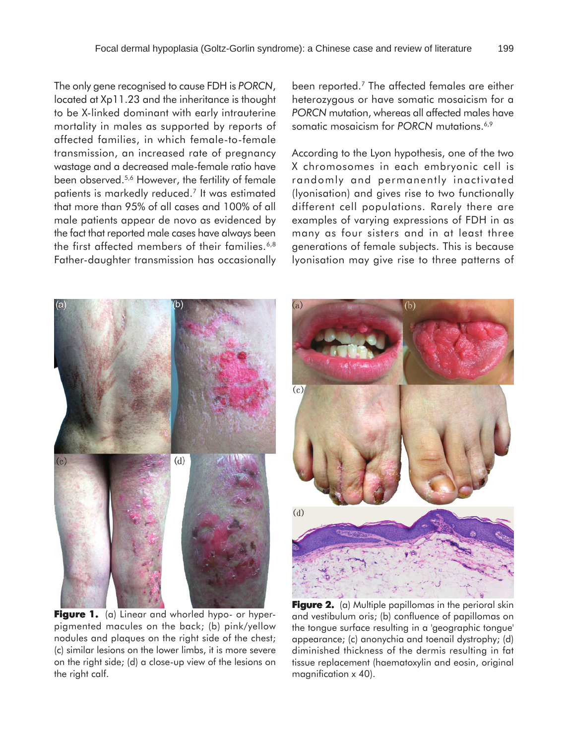The only gene recognised to cause FDH is *PORCN*, located at Xp11.23 and the inheritance is thought to be X-linked dominant with early intrauterine mortality in males as supported by reports of affected families, in which female-to-female transmission, an increased rate of pregnancy wastage and a decreased male-female ratio have been observed.[5,6] However, the fertility of female patients is markedly reduced.[7] It was estimated that more than 95% of all cases and 100% of all male patients appear de novo as evidenced by the fact that reported male cases have always been the first affected members of their families.[6,8] Father-daughter transmission has occasionally been reported.[7] The affected females are either heterozygous or have somatic mosaicism for a *PORCN* mutation, whereas all affected males have somatic mosaicism for *PORCN* mutations.[6,9]

According to the Lyon hypothesis, one of the two X chromosomes in each embryonic cell is randomly and permanently inactivated (lyonisation) and gives rise to two functionally different cell populations. Rarely there are examples of varying expressions of FDH in as many as four sisters and in at least three generations of female subjects. This is because lyonisation may give rise to three patterns of

**Figure 1.** (a) Linear and whorled hypo- or hyperpigmented macules on the back; (b) pink/yellow nodules and plaques on the right side of the chest; (c) similar lesions on the lower limbs, it is more severe on the right side; (d) a close-up view of the lesions on the right calf.

**Figure 2.** (a) Multiple papillomas in the perioral skin and vestibulum oris; (b) confluence of papillomas on the tongue surface resulting in a 'geographic tongue' appearance; (c) anonychia and toenail dystrophy; (d) diminished thickness of the dermis resulting in fat tissue replacement (haematoxylin and eosin, original magnification x 40).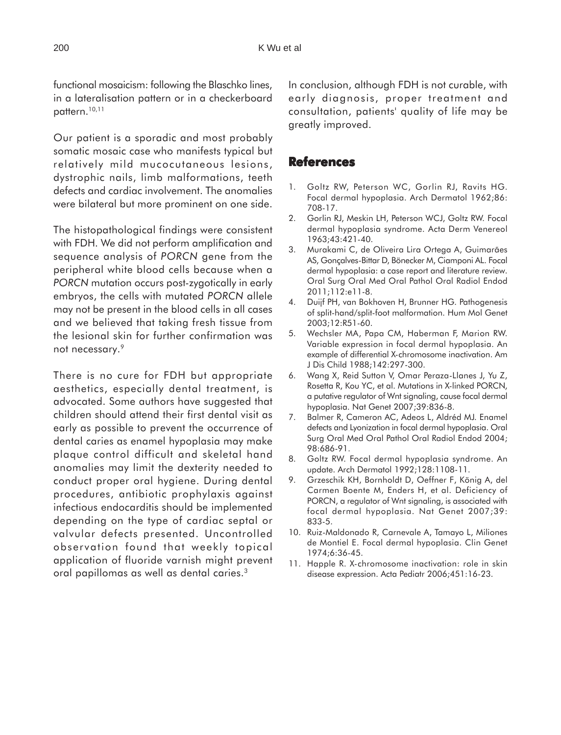functional mosaicism: following the Blaschko lines, in a lateralisation pattern or in a checkerboard pattern.[10,11]

Our patient is a sporadic and most probably somatic mosaic case who manifests typical but relatively mild mucocutaneous lesions, dystrophic nails, limb malformations, teeth defects and cardiac involvement. The anomalies were bilateral but more prominent on one side.

The histopathological findings were consistent with FDH. We did not perform amplification and sequence analysis of *PORCN* gene from the peripheral white blood cells because when a *PORCN* mutation occurs post-zygotically in early embryos, the cells with mutated *PORCN* allele may not be present in the blood cells in all cases and we believed that taking fresh tissue from the lesional skin for further confirmation was not necessary.[9]

There is no cure for FDH but appropriate aesthetics, especially dental treatment, is advocated. Some authors have suggested that children should attend their first dental visit as early as possible to prevent the occurrence of dental caries as enamel hypoplasia may make plaque control difficult and skeletal hand anomalies may limit the dexterity needed to conduct proper oral hygiene. During dental procedures, antibiotic prophylaxis against infectious endocarditis should be implemented depending on the type of cardiac septal or valvular defects presented. Uncontrolled observation found that weekly topical application of fluoride varnish might prevent oral papillomas as well as dental caries.[3]

In conclusion, although FDH is not curable, with early diagnosis, proper treatment and consultation, patients' quality of life may be greatly improved.

## References

1. Goltz RW, Peterson WC, Gorlin RJ, Ravits HG. Focal dermal hypoplasia. Arch Dermatol 1962;86: 708-17.
2. Gorlin RJ, Meskin LH, Peterson WCJ, Goltz RW. Focal dermal hypoplasia syndrome. Acta Derm Venereol 1963;43:421-40.
3. Murakami C, de Oliveira Lira Ortega A, Guimarães AS, Gonçalves-Bittar D, Bönecker M, Ciamponi AL. Focal dermal hypoplasia: a case report and literature review. Oral Surg Oral Med Oral Pathol Oral Radiol Endod 2011;112:e11-8.
4. Duijf PH, van Bokhoven H, Brunner HG. Pathogenesis of split-hand/split-foot malformation. Hum Mol Genet 2003;12:R51-60.
5. Wechsler MA, Papa CM, Haberman F, Marion RW. Variable expression in focal dermal hypoplasia. An example of differential X-chromosome inactivation. Am J Dis Child 1988;142:297-300.
6. Wang X, Reid Sutton V, Omar Peraza-Llanes J, Yu Z, Rosetta R, Kou YC, et al. Mutations in X-linked PORCN, a putative regulator of Wnt signaling, cause focal dermal hypoplasia. Nat Genet 2007;39:836-8.
7. Balmer R, Cameron AC, Adeos L, Aldréd MJ. Enamel defects and Lyonization in focal dermal hypoplasia. Oral Surg Oral Med Oral Pathol Oral Radiol Endod 2004; 98:686-91.
8. Goltz RW. Focal dermal hypoplasia syndrome. An update. Arch Dermatol 1992;128:1108-11.
9. Grzeschik KH, Bornholdt D, Oeffner F, König A, del Carmen Boente M, Enders H, et al. Deficiency of PORCN, a regulator of Wnt signaling, is associated with focal dermal hypoplasia. Nat Genet 2007;39: 833-5.
10. Ruiz-Maldonado R, Carnevale A, Tamayo L, Miliones de Montiel E. Focal dermal hypoplasia. Clin Genet 1974;6:36-45.
11. Happle R. X-chromosome inactivation: role in skin disease expression. Acta Pediatr 2006;451:16-23.